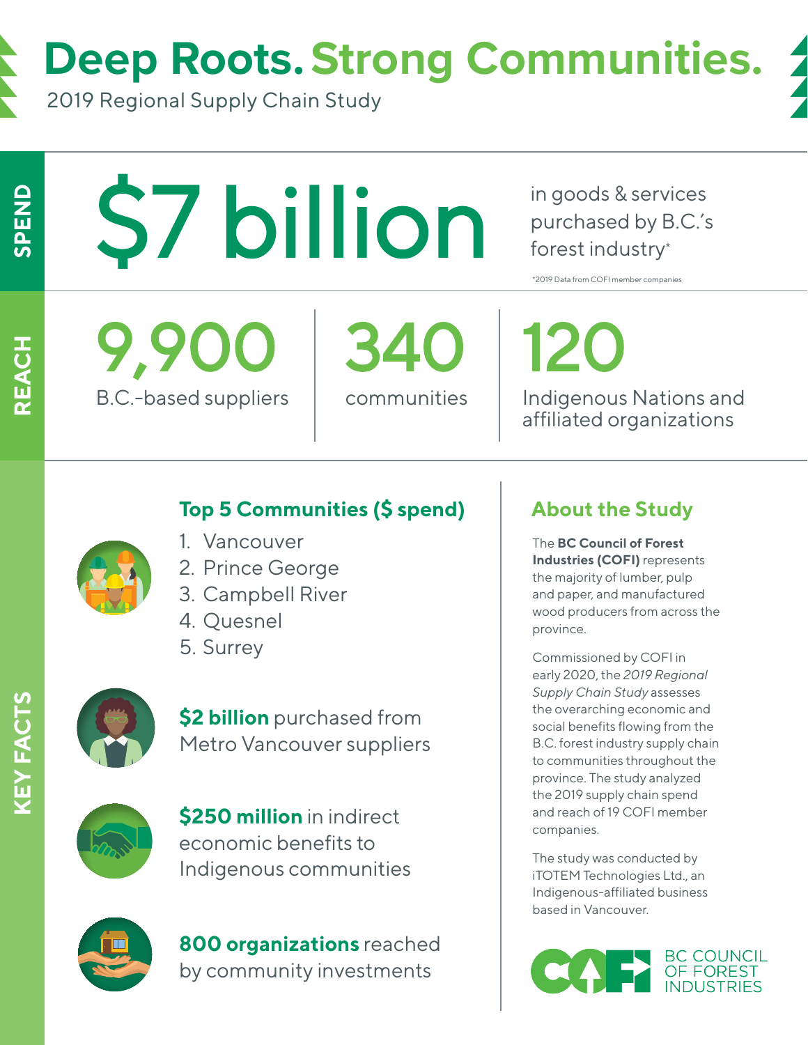# Deep Roots. Strong Communities.

2019 Regional Supply Chain Study

## SPEND

**$7 billion** in goods & services purchased by B.C.'s forest industry*

*2019 Data from COFI member companies

## REACH

**9,900** B.C.-based suppliers

**340** communities

**120** Indigenous Nations and affiliated organizations

## KEY FACTS

### Top 5 Communities ($ spend)

1. Vancouver
2. Prince George
3. Campbell River
4. Quesnel
5. Surrey

**$2 billion** purchased from Metro Vancouver suppliers

**$250 million** in indirect economic benefits to Indigenous communities

**800 organizations** reached by community investments

### About the Study

The **BC Council of Forest Industries (COFI)** represents the majority of lumber, pulp and paper, and manufactured wood producers from across the province.

Commissioned by COFI in early 2020, the *2019 Regional Supply Chain Study* assesses the overarching economic and social benefits flowing from the B.C. forest industry supply chain to communities throughout the province. The study analyzed the 2019 supply chain spend and reach of 19 COFI member companies.

The study was conducted by iTOTEM Technologies Ltd., an Indigenous-affiliated business based in Vancouver.

BC COUNCIL OF FOREST INDUSTRIES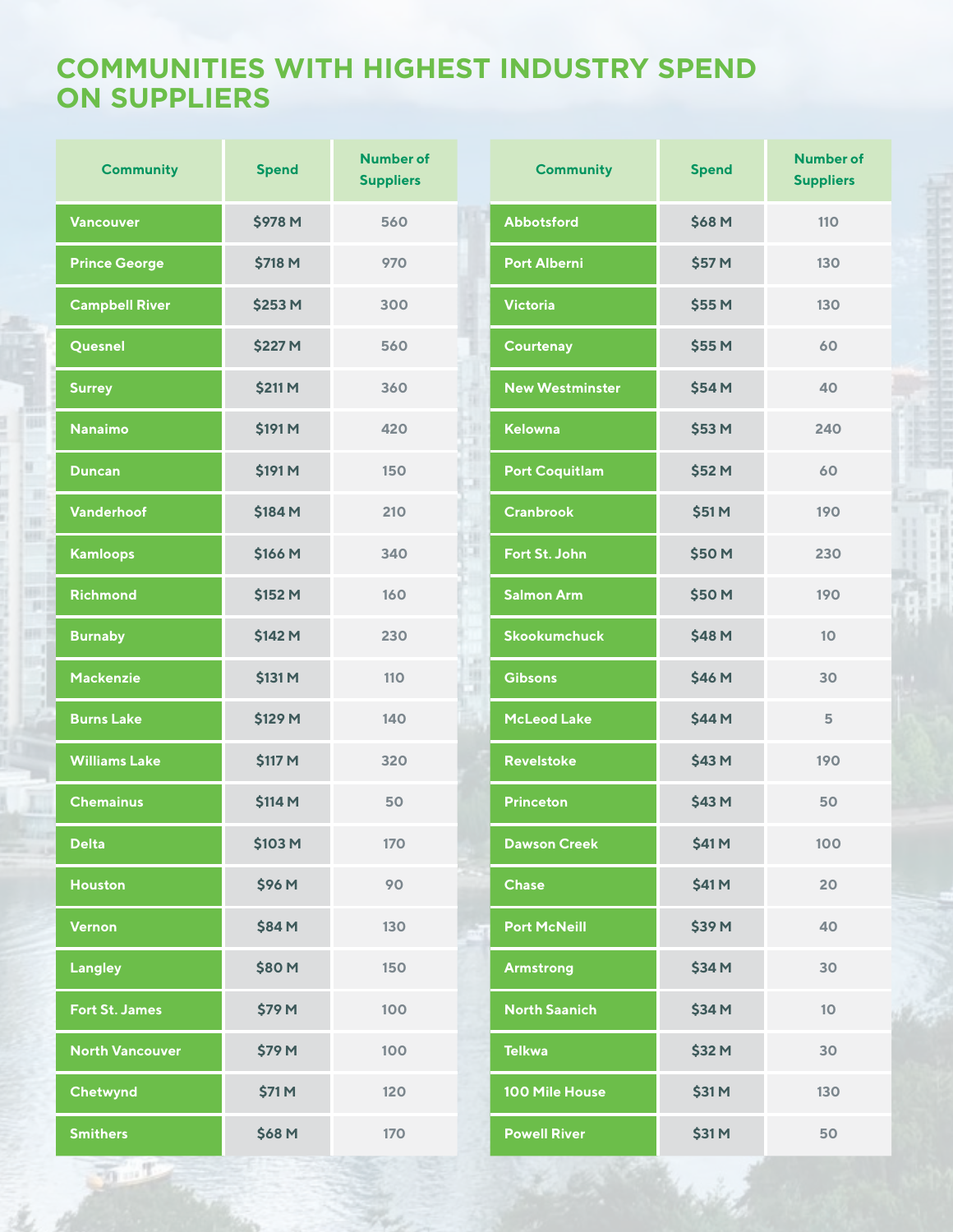## COMMUNITIES WITH HIGHEST INDUSTRY SPEND ON SUPPLIERS

| Community | Spend | Number of Suppliers |
|---|---|---|
| Vancouver | $978 M | 560 |
| Prince George | $718 M | 970 |
| Campbell River | $253 M | 300 |
| Quesnel | $227 M | 560 |
| Surrey | $211 M | 360 |
| Nanaimo | $191 M | 420 |
| Duncan | $191 M | 150 |
| Vanderhoof | $184 M | 210 |
| Kamloops | $166 M | 340 |
| Richmond | $152 M | 160 |
| Burnaby | $142 M | 230 |
| Mackenzie | $131 M | 110 |
| Burns Lake | $129 M | 140 |
| Williams Lake | $117 M | 320 |
| Chemainus | $114 M | 50 |
| Delta | $103 M | 170 |
| Houston | $96 M | 90 |
| Vernon | $84 M | 130 |
| Langley | $80 M | 150 |
| Fort St. James | $79 M | 100 |
| North Vancouver | $79 M | 100 |
| Chetwynd | $71 M | 120 |
| Smithers | $68 M | 170 |

| Community | Spend | Number of Suppliers |
|---|---|---|
| Abbotsford | $68 M | 110 |
| Port Alberni | $57 M | 130 |
| Victoria | $55 M | 130 |
| Courtenay | $55 M | 60 |
| New Westminster | $54 M | 40 |
| Kelowna | $53 M | 240 |
| Port Coquitlam | $52 M | 60 |
| Cranbrook | $51 M | 190 |
| Fort St. John | $50 M | 230 |
| Salmon Arm | $50 M | 190 |
| Skookumchuck | $48 M | 10 |
| Gibsons | $46 M | 30 |
| McLeod Lake | $44 M | 5 |
| Revelstoke | $43 M | 190 |
| Princeton | $43 M | 50 |
| Dawson Creek | $41 M | 100 |
| Chase | $41 M | 20 |
| Port McNeill | $39 M | 40 |
| Armstrong | $34 M | 30 |
| North Saanich | $34 M | 10 |
| Telkwa | $32 M | 30 |
| 100 Mile House | $31 M | 130 |
| Powell River | $31 M | 50 |